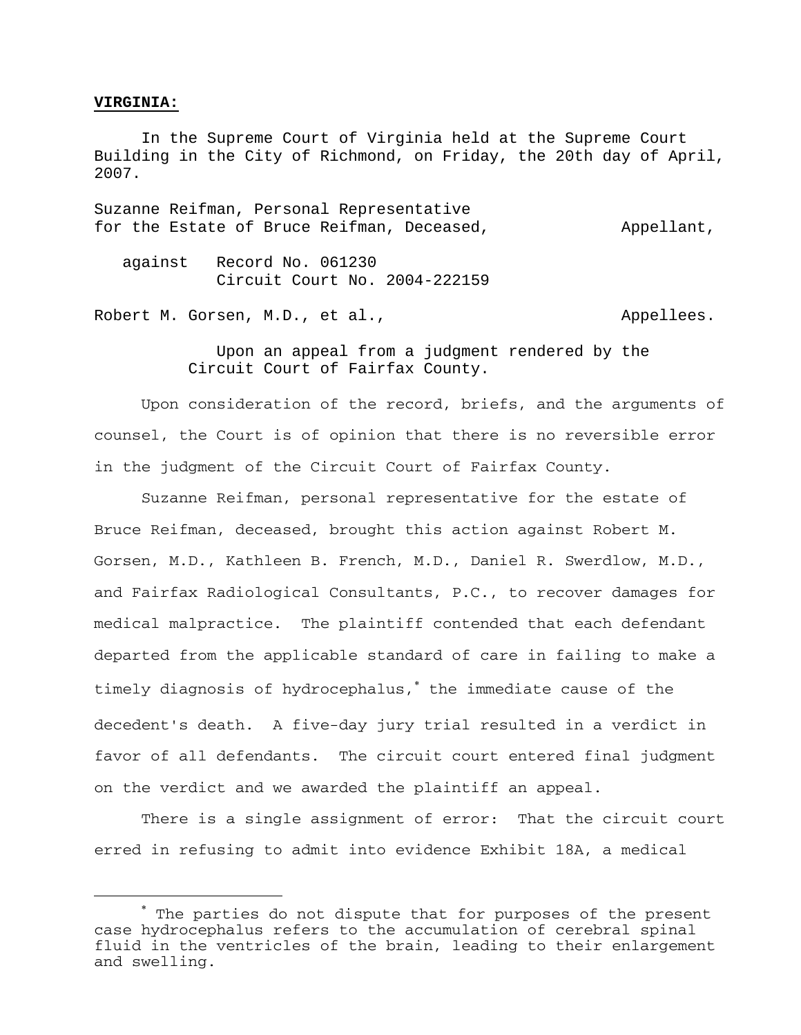**VIRGINIA:**

In the Supreme Court of Virginia held at the Supreme Court Building in the City of Richmond, on Friday, the 20th day of April, 2007.

Suzanne Reifman, Personal Representative for the Estate of Bruce Reifman, Deceased, Appellant,

against Record No. 061230
Circuit Court No. 2004-222159

Robert M. Gorsen, M.D., et al., Appellees.

Upon an appeal from a judgment rendered by the Circuit Court of Fairfax County.

Upon consideration of the record, briefs, and the arguments of counsel, the Court is of opinion that there is no reversible error in the judgment of the Circuit Court of Fairfax County.

Suzanne Reifman, personal representative for the estate of Bruce Reifman, deceased, brought this action against Robert M. Gorsen, M.D., Kathleen B. French, M.D., Daniel R. Swerdlow, M.D., and Fairfax Radiological Consultants, P.C., to recover damages for medical malpractice. The plaintiff contended that each defendant departed from the applicable standard of care in failing to make a timely diagnosis of hydrocephalus,[*] the immediate cause of the decedent's death. A five-day jury trial resulted in a verdict in favor of all defendants. The circuit court entered final judgment on the verdict and we awarded the plaintiff an appeal.

There is a single assignment of error: That the circuit court erred in refusing to admit into evidence Exhibit 18A, a medical

---

[*] The parties do not dispute that for purposes of the present case hydrocephalus refers to the accumulation of cerebral spinal fluid in the ventricles of the brain, leading to their enlargement and swelling.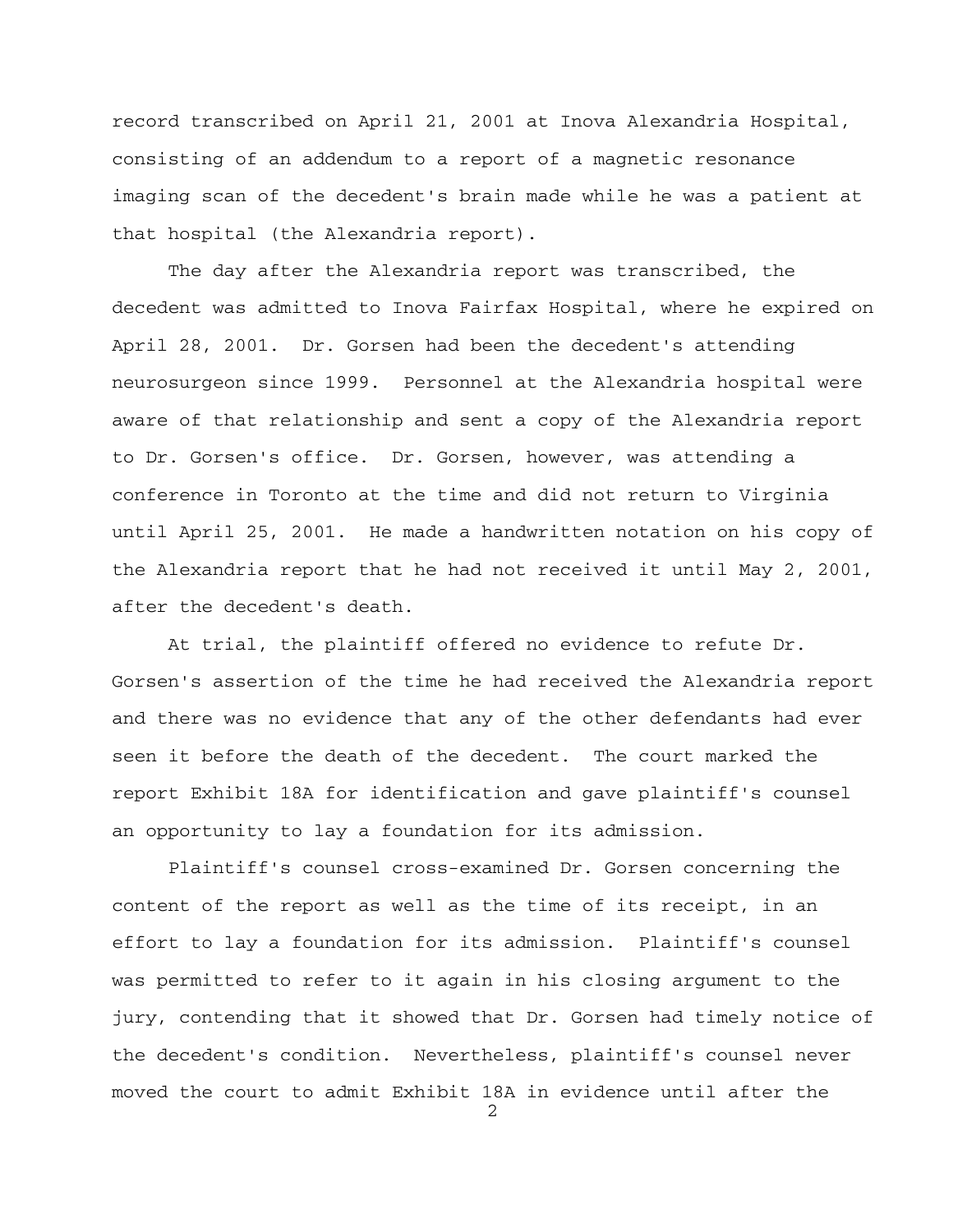record transcribed on April 21, 2001 at Inova Alexandria Hospital, consisting of an addendum to a report of a magnetic resonance imaging scan of the decedent's brain made while he was a patient at that hospital (the Alexandria report).

The day after the Alexandria report was transcribed, the decedent was admitted to Inova Fairfax Hospital, where he expired on April 28, 2001. Dr. Gorsen had been the decedent's attending neurosurgeon since 1999. Personnel at the Alexandria hospital were aware of that relationship and sent a copy of the Alexandria report to Dr. Gorsen's office. Dr. Gorsen, however, was attending a conference in Toronto at the time and did not return to Virginia until April 25, 2001. He made a handwritten notation on his copy of the Alexandria report that he had not received it until May 2, 2001, after the decedent's death.

At trial, the plaintiff offered no evidence to refute Dr. Gorsen's assertion of the time he had received the Alexandria report and there was no evidence that any of the other defendants had ever seen it before the death of the decedent. The court marked the report Exhibit 18A for identification and gave plaintiff's counsel an opportunity to lay a foundation for its admission.

Plaintiff's counsel cross-examined Dr. Gorsen concerning the content of the report as well as the time of its receipt, in an effort to lay a foundation for its admission. Plaintiff's counsel was permitted to refer to it again in his closing argument to the jury, contending that it showed that Dr. Gorsen had timely notice of the decedent's condition. Nevertheless, plaintiff's counsel never moved the court to admit Exhibit 18A in evidence until after the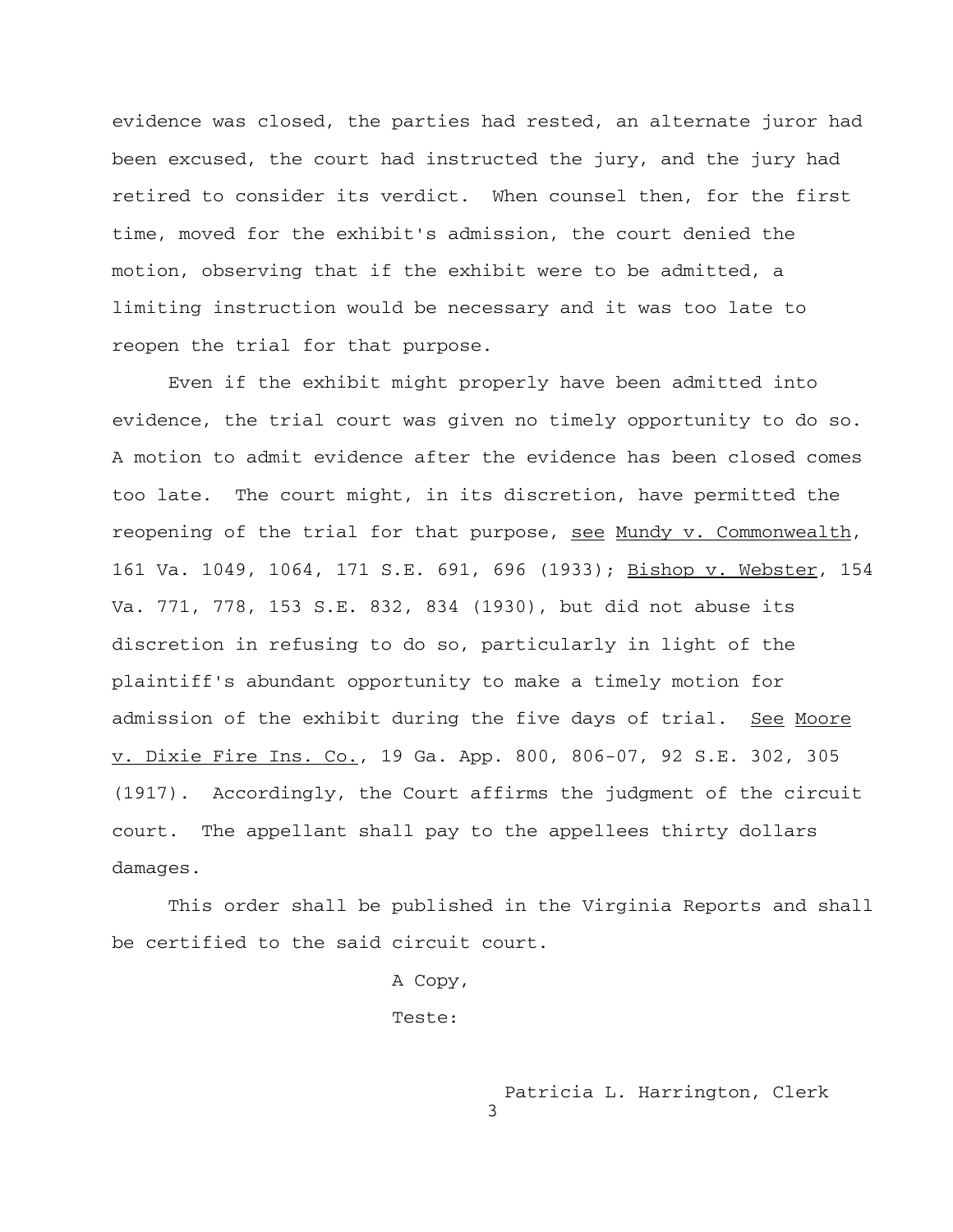evidence was closed, the parties had rested, an alternate juror had been excused, the court had instructed the jury, and the jury had retired to consider its verdict. When counsel then, for the first time, moved for the exhibit's admission, the court denied the motion, observing that if the exhibit were to be admitted, a limiting instruction would be necessary and it was too late to reopen the trial for that purpose.

Even if the exhibit might properly have been admitted into evidence, the trial court was given no timely opportunity to do so. A motion to admit evidence after the evidence has been closed comes too late. The court might, in its discretion, have permitted the reopening of the trial for that purpose, _see_ _Mundy v. Commonwealth_, 161 Va. 1049, 1064, 171 S.E. 691, 696 (1933); _Bishop v. Webster_, 154 Va. 771, 778, 153 S.E. 832, 834 (1930), but did not abuse its discretion in refusing to do so, particularly in light of the plaintiff's abundant opportunity to make a timely motion for admission of the exhibit during the five days of trial. _See_ _Moore v. Dixie Fire Ins. Co._, 19 Ga. App. 800, 806-07, 92 S.E. 302, 305 (1917). Accordingly, the Court affirms the judgment of the circuit court. The appellant shall pay to the appellees thirty dollars damages.

This order shall be published in the Virginia Reports and shall be certified to the said circuit court.

A Copy,

Teste:

Patricia L. Harrington, Clerk